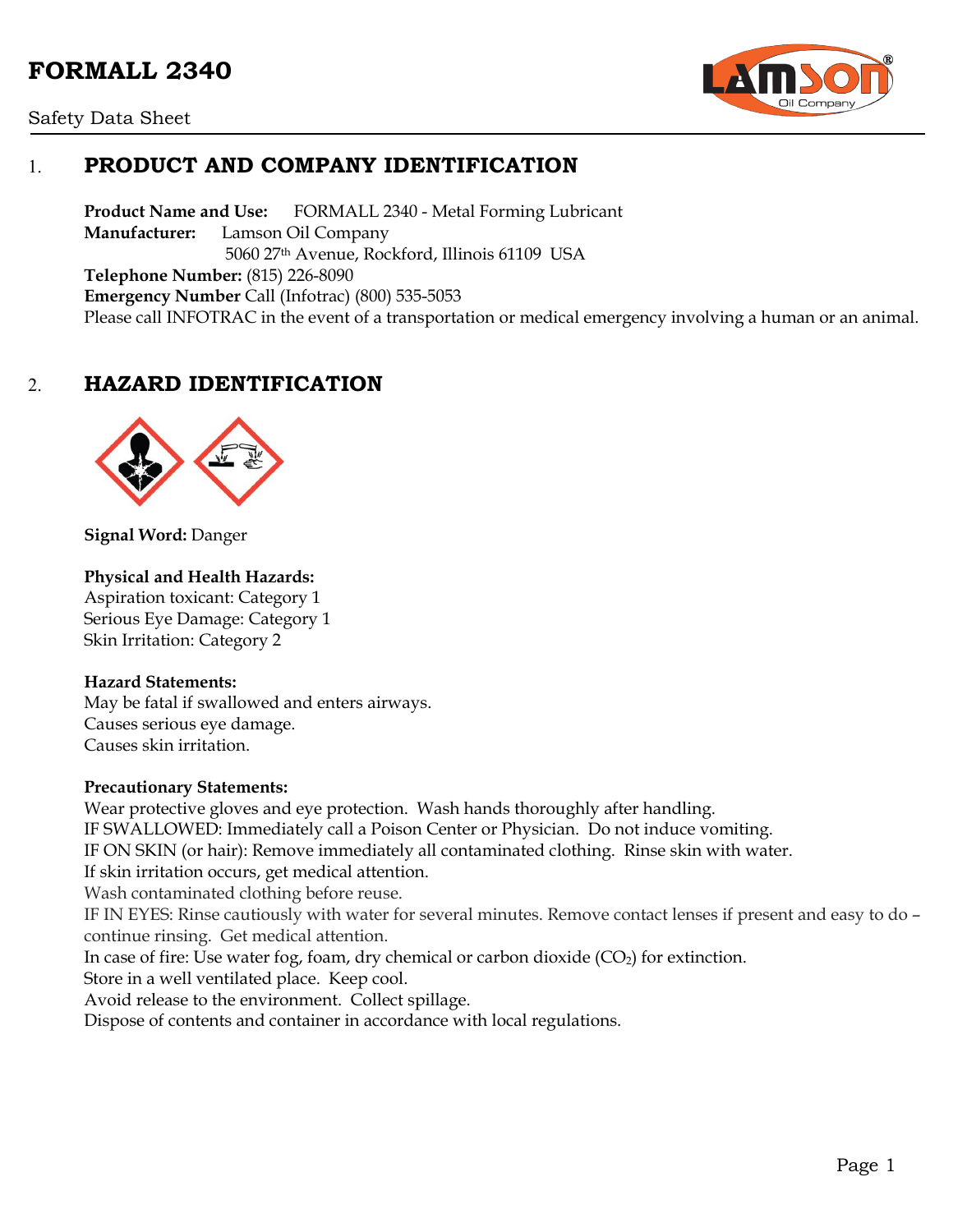# FORMALL 2340

Safety Data Sheet

## 1. PRODUCT AND COMPANY IDENTIFICATION

**Product Name and Use:** FORMALL 2340 - Metal Forming Lubricant
**Manufacturer:** Lamson Oil Company
5060 27th Avenue, Rockford, Illinois 61109 USA
**Telephone Number:** (815) 226-8090
**Emergency Number** Call (Infotrac) (800) 535-5053
Please call INFOTRAC in the event of a transportation or medical emergency involving a human or an animal.

## 2. HAZARD IDENTIFICATION

**Signal Word:** Danger

**Physical and Health Hazards:**
Aspiration toxicant: Category 1
Serious Eye Damage: Category 1
Skin Irritation: Category 2

**Hazard Statements:**
May be fatal if swallowed and enters airways.
Causes serious eye damage.
Causes skin irritation.

**Precautionary Statements:**
Wear protective gloves and eye protection. Wash hands thoroughly after handling.
IF SWALLOWED: Immediately call a Poison Center or Physician. Do not induce vomiting.
IF ON SKIN (or hair): Remove immediately all contaminated clothing. Rinse skin with water.
If skin irritation occurs, get medical attention.
Wash contaminated clothing before reuse.
IF IN EYES: Rinse cautiously with water for several minutes. Remove contact lenses if present and easy to do – continue rinsing. Get medical attention.
In case of fire: Use water fog, foam, dry chemical or carbon dioxide ($CO_2$) for extinction.
Store in a well ventilated place. Keep cool.
Avoid release to the environment. Collect spillage.
Dispose of contents and container in accordance with local regulations.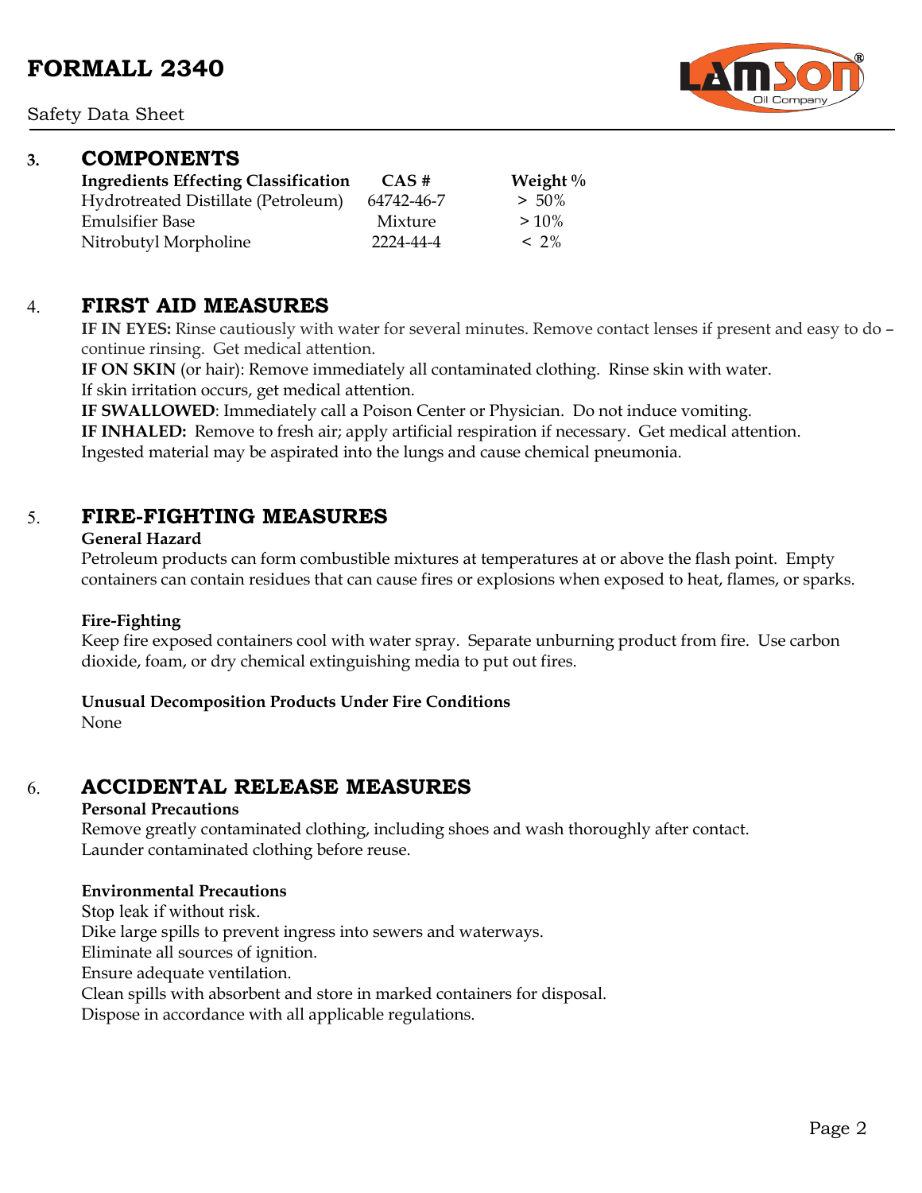## 3. COMPONENTS

| Ingredients Effecting Classification | CAS # | Weight % |
|---|---|---|
| Hydrotreated Distillate (Petroleum) | 64742-46-7 | > 50% |
| Emulsifier Base | Mixture | > 10% |
| Nitrobutyl Morpholine | 2224-44-4 | < 2% |

## 4. FIRST AID MEASURES

**IF IN EYES:** Rinse cautiously with water for several minutes. Remove contact lenses if present and easy to do – continue rinsing. Get medical attention.

**IF ON SKIN** (or hair): Remove immediately all contaminated clothing. Rinse skin with water. If skin irritation occurs, get medical attention.

**IF SWALLOWED**: Immediately call a Poison Center or Physician. Do not induce vomiting.

**IF INHALED:** Remove to fresh air; apply artificial respiration if necessary. Get medical attention. Ingested material may be aspirated into the lungs and cause chemical pneumonia.

## 5. FIRE-FIGHTING MEASURES

**General Hazard**

Petroleum products can form combustible mixtures at temperatures at or above the flash point. Empty containers can contain residues that can cause fires or explosions when exposed to heat, flames, or sparks.

**Fire-Fighting**

Keep fire exposed containers cool with water spray. Separate unburning product from fire. Use carbon dioxide, foam, or dry chemical extinguishing media to put out fires.

**Unusual Decomposition Products Under Fire Conditions**

None

## 6. ACCIDENTAL RELEASE MEASURES

**Personal Precautions**

Remove greatly contaminated clothing, including shoes and wash thoroughly after contact. Launder contaminated clothing before reuse.

**Environmental Precautions**

Stop leak if without risk.
Dike large spills to prevent ingress into sewers and waterways.
Eliminate all sources of ignition.
Ensure adequate ventilation.
Clean spills with absorbent and store in marked containers for disposal.
Dispose in accordance with all applicable regulations.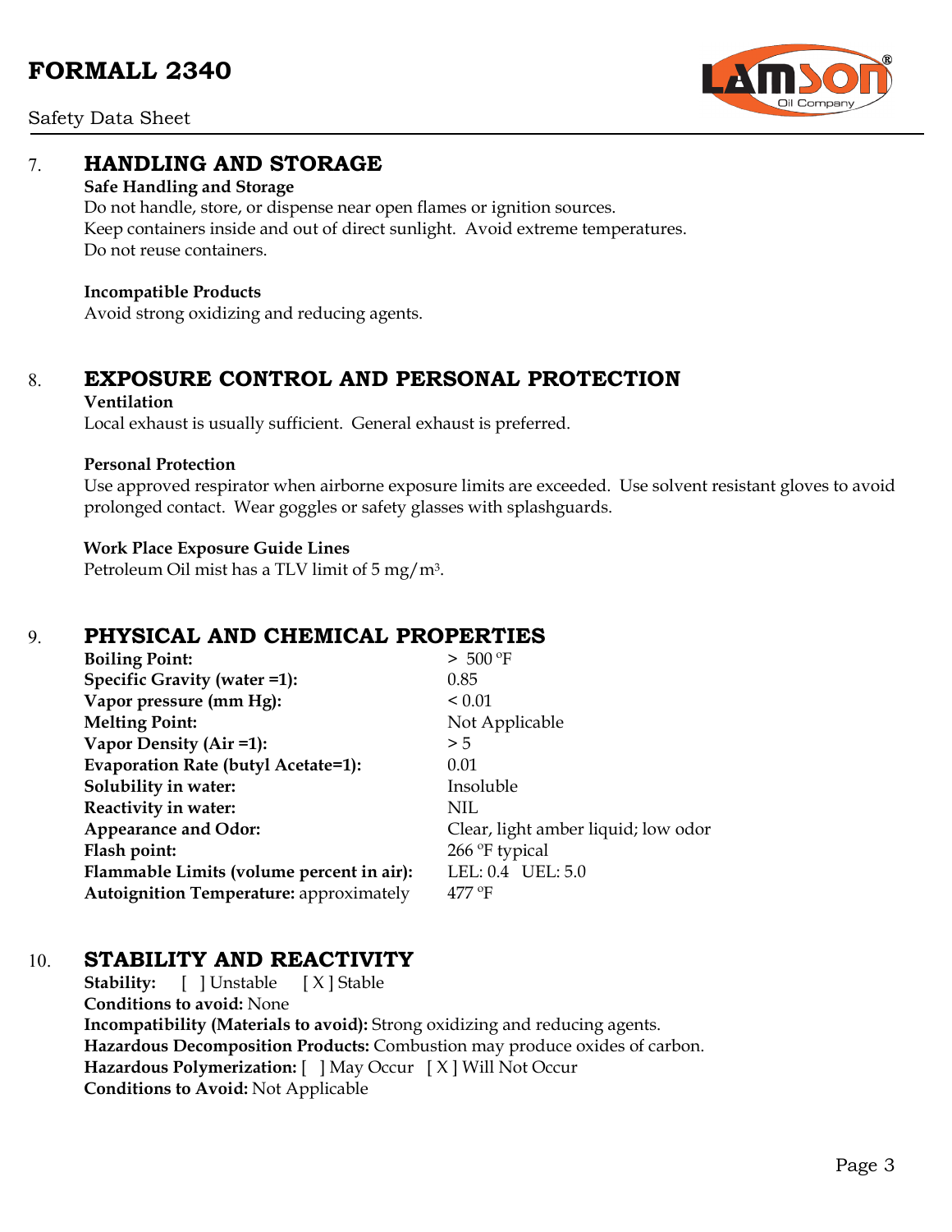## 7. HANDLING AND STORAGE

**Safe Handling and Storage**

Do not handle, store, or dispense near open flames or ignition sources.
Keep containers inside and out of direct sunlight. Avoid extreme temperatures.
Do not reuse containers.

**Incompatible Products**

Avoid strong oxidizing and reducing agents.

## 8. EXPOSURE CONTROL AND PERSONAL PROTECTION

**Ventilation**

Local exhaust is usually sufficient. General exhaust is preferred.

**Personal Protection**

Use approved respirator when airborne exposure limits are exceeded. Use solvent resistant gloves to avoid prolonged contact. Wear goggles or safety glasses with splashguards.

**Work Place Exposure Guide Lines**

Petroleum Oil mist has a TLV limit of 5 $mg/m^3$.

## 9. PHYSICAL AND CHEMICAL PROPERTIES

| | |
|---|---|
| **Boiling Point:** | > 500 °F |
| **Specific Gravity (water =1):** | 0.85 |
| **Vapor pressure (mm Hg):** | < 0.01 |
| **Melting Point:** | Not Applicable |
| **Vapor Density (Air =1):** | > 5 |
| **Evaporation Rate (butyl Acetate=1):** | 0.01 |
| **Solubility in water:** | Insoluble |
| **Reactivity in water:** | NIL |
| **Appearance and Odor:** | Clear, light amber liquid; low odor |
| **Flash point:** | 266 °F typical |
| **Flammable Limits (volume percent in air):** | LEL: 0.4 UEL: 5.0 |
| **Autoignition Temperature:** approximately | 477 °F |

## 10. STABILITY AND REACTIVITY

**Stability:** [ ] Unstable [ X ] Stable
**Conditions to avoid:** None
**Incompatibility (Materials to avoid):** Strong oxidizing and reducing agents.
**Hazardous Decomposition Products:** Combustion may produce oxides of carbon.
**Hazardous Polymerization:** [ ] May Occur [ X ] Will Not Occur
**Conditions to Avoid:** Not Applicable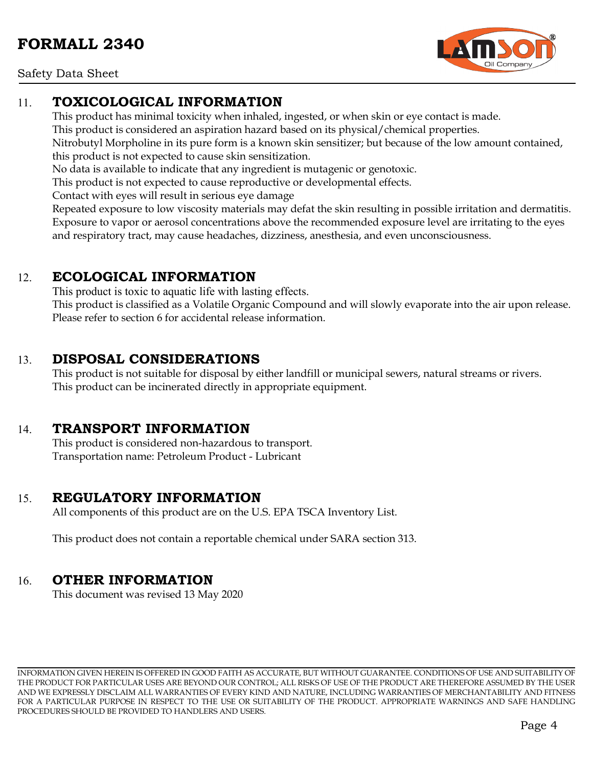## 11. TOXICOLOGICAL INFORMATION

This product has minimal toxicity when inhaled, ingested, or when skin or eye contact is made.
This product is considered an aspiration hazard based on its physical/chemical properties.
Nitrobutyl Morpholine in its pure form is a known skin sensitizer; but because of the low amount contained, this product is not expected to cause skin sensitization.
No data is available to indicate that any ingredient is mutagenic or genotoxic.
This product is not expected to cause reproductive or developmental effects.
Contact with eyes will result in serious eye damage
Repeated exposure to low viscosity materials may defat the skin resulting in possible irritation and dermatitis.
Exposure to vapor or aerosol concentrations above the recommended exposure level are irritating to the eyes and respiratory tract, may cause headaches, dizziness, anesthesia, and even unconsciousness.

## 12. ECOLOGICAL INFORMATION

This product is toxic to aquatic life with lasting effects.
This product is classified as a Volatile Organic Compound and will slowly evaporate into the air upon release.
Please refer to section 6 for accidental release information.

## 13. DISPOSAL CONSIDERATIONS

This product is not suitable for disposal by either landfill or municipal sewers, natural streams or rivers.
This product can be incinerated directly in appropriate equipment.

## 14. TRANSPORT INFORMATION

This product is considered non-hazardous to transport.
Transportation name: Petroleum Product - Lubricant

## 15. REGULATORY INFORMATION

All components of this product are on the U.S. EPA TSCA Inventory List.

This product does not contain a reportable chemical under SARA section 313.

## 16. OTHER INFORMATION

This document was revised 13 May 2020

INFORMATION GIVEN HEREIN IS OFFERED IN GOOD FAITH AS ACCURATE, BUT WITHOUT GUARANTEE. CONDITIONS OF USE AND SUITABILITY OF THE PRODUCT FOR PARTICULAR USES ARE BEYOND OUR CONTROL; ALL RISKS OF USE OF THE PRODUCT ARE THEREFORE ASSUMED BY THE USER AND WE EXPRESSLY DISCLAIM ALL WARRANTIES OF EVERY KIND AND NATURE, INCLUDING WARRANTIES OF MERCHANTABILITY AND FITNESS FOR A PARTICULAR PURPOSE IN RESPECT TO THE USE OR SUITABILITY OF THE PRODUCT. APPROPRIATE WARNINGS AND SAFE HANDLING PROCEDURES SHOULD BE PROVIDED TO HANDLERS AND USERS.